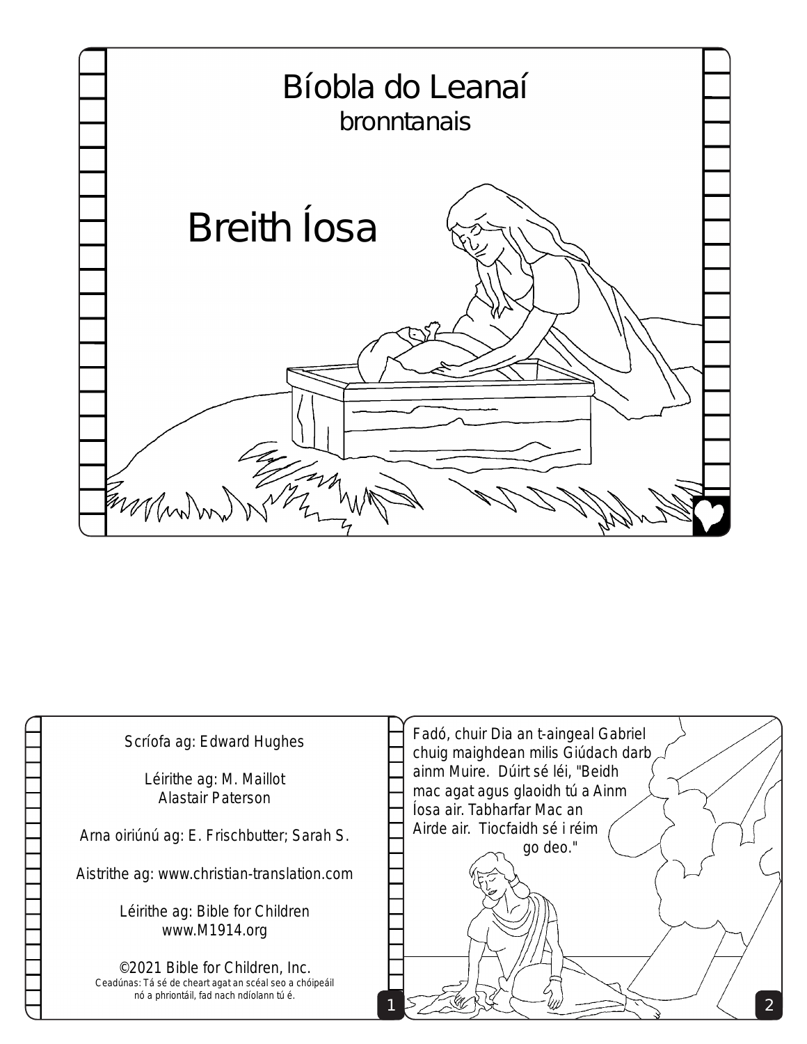# Bíobla do Leanaí

bronntanais

## Breith Íosa

Scríofa ag: Edward Hughes

Léirithe ag: M. Maillot
Alastair Paterson

Arna oiriúnú ag: E. Frischbutter; Sarah S.

Aistrithe ag: www.christian-translation.com

Léirithe ag: Bible for Children
www.M1914.org

©2021 Bible for Children, Inc.
Ceadúnas: Tá sé de cheart agat an scéal seo a chóipeáil nó a phriontáil, fad nach ndíolann tú é.

Fadó, chuir Dia an t-aingeal Gabriel chuig maighdean milis Giúdach darb ainm Muire. Dúirt sé léi, "Beidh mac agat agus glaoidh tú a Ainm Íosa air. Tabharfar Mac an Airde air. Tiocfaidh sé i réim go deo."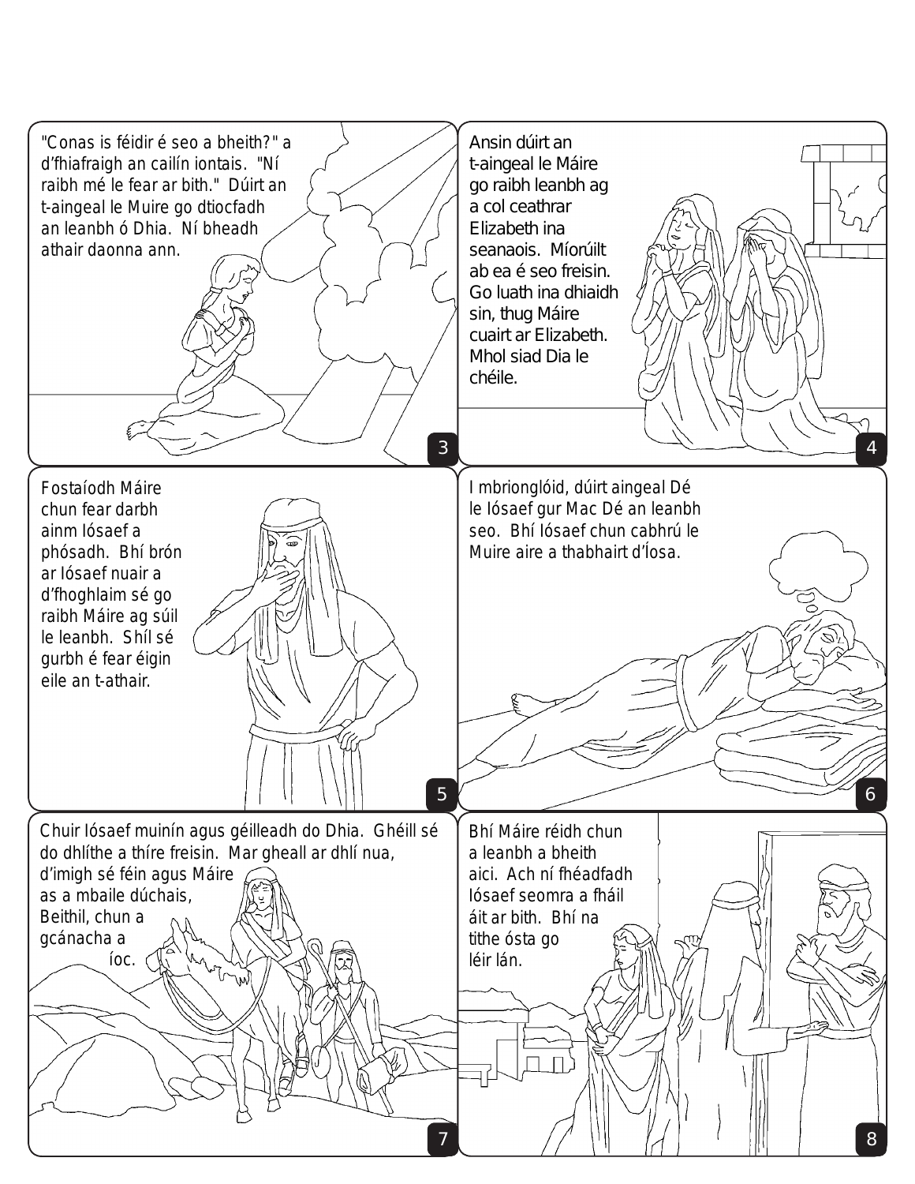"Conas is féidir é seo a bheith?" a d'fhiafraigh an cailín iontais. "Ní raibh mé le fear ar bith." Dúirt an t-aingeal le Muire go dtiocfadh an leanbh ó Dhia. Ní bheadh athair daonna ann.

Ansin dúirt an t-aingeal le Máire go raibh leanbh ag a col ceathrar Elizabeth ina seanaois. Míorúilt ab ea é seo freisin. Go luath ina dhiaidh sin, thug Máire cuairt ar Elizabeth. Mhol siad Dia le chéile.

Fostaíodh Máire chun fear darbh ainm Iósaef a phósadh. Bhí brón ar Iósaef nuair a d'fhoghlaim sé go raibh Máire ag súil le leanbh. Shíl sé gurbh é fear éigin eile an t-athair.

I mbrionglóid, dúirt aingeal Dé le Iósaef gur Mac Dé an leanbh seo. Bhí Iósaef chun cabhrú le Muire aire a thabhairt d'Íosa.

Chuir Iósaef muinín agus géilleadh do Dhia. Ghéill sé do dhlíthe a thíre freisin. Mar gheall ar dhlí nua, d'imigh sé féin agus Máire as a mbaile dúchais, Beithil, chun a gcánacha a íoc.

Bhí Máire réidh chun a leanbh a bheith aici. Ach ní fhéadfadh Iósaef seomra a fháil áit ar bith. Bhí na tithe ósta go léir lán.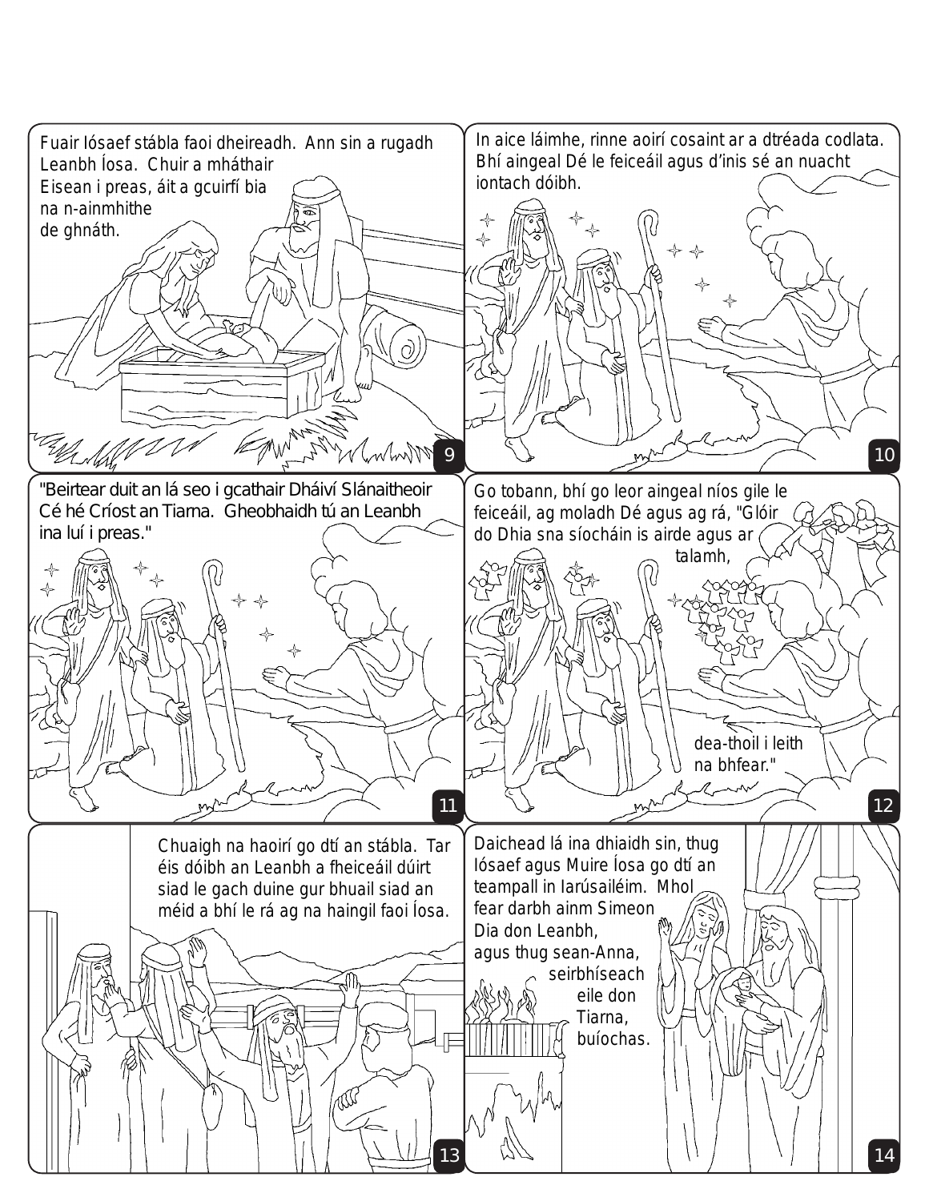Fuair Iósaef stábla faoi dheireadh. Ann sin a rugadh Leanbh Íosa. Chuir a mháthair Eisean i preas, áit a gcuirfí bia na n-ainmhithe de ghnáth.

In aice láimhe, rinne aoirí cosaint ar a dtréada codlata. Bhí aingeal Dé le feiceáil agus d'inis sé an nuacht iontach dóibh.

"Beirtear duit an lá seo i gcathair Dháiví Slánaitheoir Cé hé Críost an Tiarna. Gheobhaidh tú an Leanbh ina luí i preas."

Go tobann, bhí go leor aingeal níos gile le feiceáil, ag moladh Dé agus ag rá, "Glóir do Dhia sna síocháin is airde agus ar talamh, dea-thoil i leith na bhfear."

Chuaigh na haoirí go dtí an stábla. Tar éis dóibh an Leanbh a fheiceáil dúirt siad le gach duine gur bhuail siad an méid a bhí le rá ag na haingil faoi Íosa.

Daichead lá ina dhiaidh sin, thug Iósaef agus Muire Íosa go dtí an teampall in Iarúsailéim. Mhol fear darbh ainm Simeon Dia don Leanbh, agus thug sean-Anna, seirbhíseach eile don Tiarna, buíochas.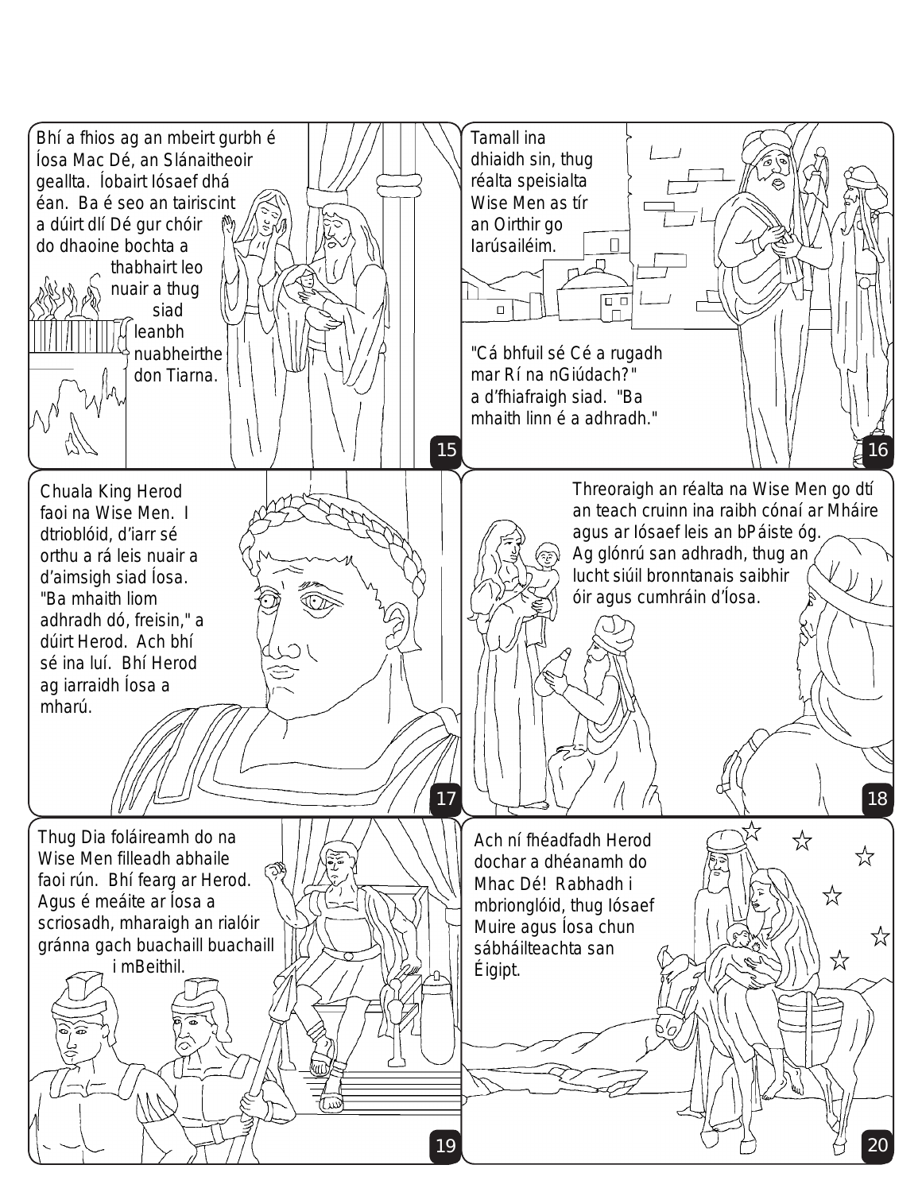Bhí a fhios ag an mbeirt gurbh é Íosa Mac Dé, an Slánaitheoir geallta. Íobairt Iósaef dhá éan. Ba é seo an tairiscint a dúirt dlí Dé gur chóir do dhaoine bochta a thabhairt leo nuair a thug siad leanbh nuabheirthe don Tiarna.

Tamall ina dhiaidh sin, thug réalta speisialta Wise Men as tír an Oirthir go Iarúsailéim.

"Cá bhfuil sé Cé a rugadh mar Rí na nGiúdach?" a d'fhiafraigh siad. "Ba mhaith linn é a adhradh."

Chuala King Herod faoi na Wise Men. I dtrioblóid, d'iarr sé orthu a rá leis nuair a d'aimsigh siad Íosa. "Ba mhaith liom adhradh dó, freisin," a dúirt Herod. Ach bhí sé ina luí. Bhí Herod ag iarraidh Íosa a mharú.

Threoraigh an réalta na Wise Men go dtí an teach cruinn ina raibh cónaí ar Mháire agus ar Iósaef leis an bPáiste óg. Ag glónrú san adhradh, thug an lucht siúil bronntanais saibhir óir agus cumhráin d'Íosa.

Thug Dia foláireamh do na Wise Men filleadh abhaile faoi rún. Bhí fearg ar Herod. Agus é meáite ar Íosa a scriosadh, mharaigh an rialóir gránna gach buachaill buachaill i mBeithil.

Ach ní fhéadfadh Herod dochar a dhéanamh do Mhac Dé! Rabhadh i mbrionglóid, thug Iósaef Muire agus Íosa chun sábháilteachta san Éigipt.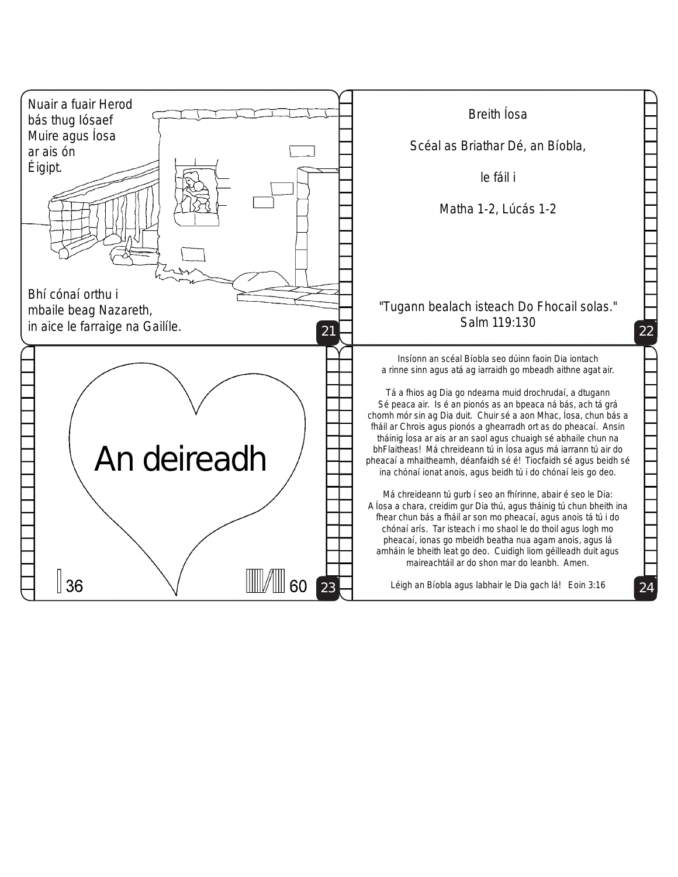Nuair a fuair Herod bás thug Iósaef Muire agus Íosa ar ais ón Éigipt.

Bhí cónaí orthu i mbaile beag Nazareth, in aice le farraige na Gailíle.

Breith Íosa

Scéal as Briathar Dé, an Bíobla,

le fáil i

Matha 1-2, Lúcás 1-2

"Tugann bealach isteach Do Fhocail solas."
Salm 119:130

An deireadh

36

60

Insíonn an scéal Bíobla seo dúinn faoin Dia iontach a rinne sinn agus atá ag iarraidh go mbeadh aithne agat air.

Tá a fhios ag Dia go ndearna muid drochrudaí, a dtugann Sé peaca air. Is é an pionós as an bpeaca ná bás, ach tá grá chomh mór sin ag Dia duit. Chuir sé a aon Mhac, Íosa, chun bás a fháil ar Chrois agus pionós a ghearradh ort as do pheacaí. Ansin tháinig Íosa ar ais ar an saol agus chuaigh sé abhaile chun na bhFlaitheas! Má chreideann tú in Íosa agus má iarrann tú air do pheacaí a mhaitheamh, déanfaidh sé é! Tiocfaidh sé agus beidh sé ina chónaí ionat anois, agus beidh tú i do chónaí leis go deo.

Má chreideann tú gurb í seo an fhírinne, abair é seo le Dia:
A Íosa a chara, creidim gur Dia thú, agus tháinig tú chun bheith ina fhear chun bás a fháil ar son mo pheacaí, agus anois tá tú i do chónaí arís. Tar isteach i mo shaol le do thoil agus logh mo pheacaí, ionas go mbeidh beatha nua agam anois, agus lá amháin le bheith leat go deo. Cuidigh liom géilleadh duit agus maireachtáil ar do shon mar do leanbh. Amen.

Léigh an Bíobla agus labhair le Dia gach lá! Eoin 3:16